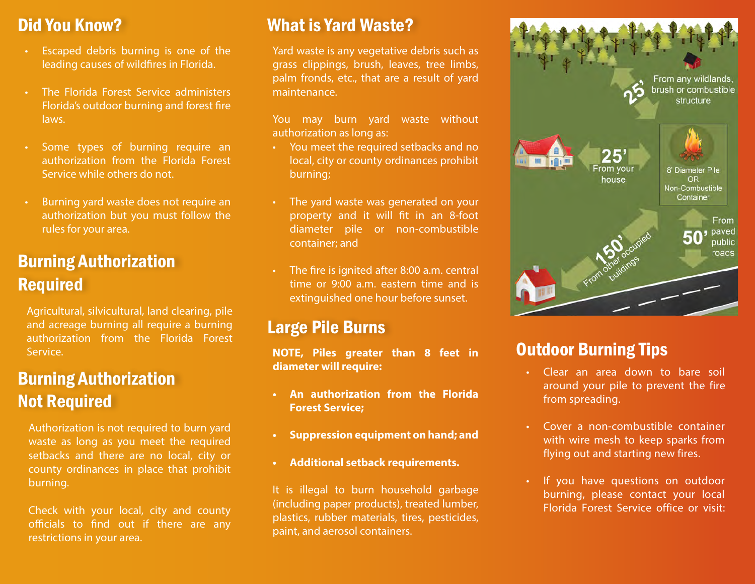## Did You Know?

- Escaped debris burning is one of the leading causes of wildfires in Florida.
- The Florida Forest Service administers Florida's outdoor burning and forest fire laws.
- Some types of burning require an authorization from the Florida Forest Service while others do not.
- Burning yard waste does not require an authorization but you must follow the rules for your area.

## Burning Authorization Required

Agricultural, silvicultural, land clearing, pile and acreage burning all require a burning authorization from the Florida Forest Service.

## Burning Authorization Not Required

Authorization is not required to burn yard waste as long as you meet the required setbacks and there are no local, city or county ordinances in place that prohibit burning.

Check with your local, city and county officials to find out if there are any restrictions in your area.

## What is Yard Waste?

Yard waste is any vegetative debris such as grass clippings, brush, leaves, tree limbs, palm fronds, etc., that are a result of yard maintenance.

You may burn yard waste without authorization as long as:

- You meet the required setbacks and no local, city or county ordinances prohibit burning;
- The yard waste was generated on your property and it will fit in an 8-foot diameter pile or non-combustible container; and
- The fire is ignited after 8:00 a.m. central time or 9:00 a.m. eastern time and is extinguished one hour before sunset.

## Large Pile Burns

**NOTE, Piles greater than 8 feet in diameter will require:**

- **An authorization from the Florida Forest Service;**
- **Suppression equipment on hand; and**
- **Additional setback requirements.**

It is illegal to burn household garbage (including paper products), treated lumber, plastics, rubber materials, tires, pesticides, paint, and aerosol containers.

25' From any wildlands, brush or combustible structure

25' From your house

8' Diameter Pile OR Non-Combustible Container

150' From other occupied buildings

50' From paved public roads

## Outdoor Burning Tips

- Clear an area down to bare soil around your pile to prevent the fire from spreading.
- Cover a non-combustible container with wire mesh to keep sparks from flying out and starting new fires.
- If you have questions on outdoor burning, please contact your local Florida Forest Service office or visit: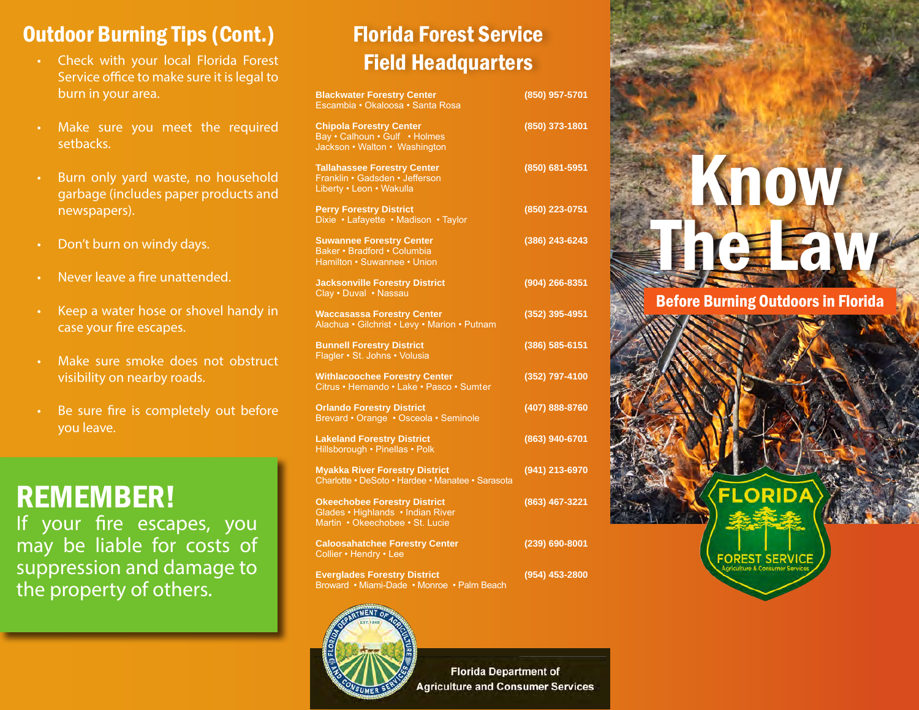## Outdoor Burning Tips (Cont.)

- Check with your local Florida Forest Service office to make sure it is legal to burn in your area.
- Make sure you meet the required setbacks.
- Burn only yard waste, no household garbage (includes paper products and newspapers).
- Don't burn on windy days.
- Never leave a fire unattended.
- Keep a water hose or shovel handy in case your fire escapes.
- Make sure smoke does not obstruct visibility on nearby roads.
- Be sure fire is completely out before you leave.

## REMEMBER!

If your fire escapes, you may be liable for costs of suppression and damage to the property of others.

## Florida Forest Service Field Headquarters

**Blackwater Forestry Center** (850) 957-5701
Escambia • Okaloosa • Santa Rosa

**Chipola Forestry Center** (850) 373-1801
Bay • Calhoun • Gulf • Holmes
Jackson • Walton • Washington

**Tallahassee Forestry Center** (850) 681-5951
Franklin • Gadsden • Jefferson
Liberty • Leon • Wakulla

**Perry Forestry District** (850) 223-0751
Dixie • Lafayette • Madison • Taylor

**Suwannee Forestry Center** (386) 243-6243
Baker • Bradford • Columbia
Hamilton • Suwannee • Union

**Jacksonville Forestry District** (904) 266-8351
Clay • Duval • Nassau

**Waccasassa Forestry Center** (352) 395-4951
Alachua • Gilchrist • Levy • Marion • Putnam

**Bunnell Forestry District** (386) 585-6151
Flagler • St. Johns • Volusia

**Withlacoochee Forestry Center** (352) 797-4100
Citrus • Hernando • Lake • Pasco • Sumter

**Orlando Forestry District** (407) 888-8760
Brevard • Orange • Osceola • Seminole

**Lakeland Forestry District** (863) 940-6701
Hillsborough • Pinellas • Polk

**Myakka River Forestry District** (941) 213-6970
Charlotte • DeSoto • Hardee • Manatee • Sarasota

**Okeechobee Forestry District** (863) 467-3221
Glades • Highlands • Indian River
Martin • Okeechobee • St. Lucie

**Caloosahatchee Forestry Center** (239) 690-8001
Collier • Hendry • Lee

**Everglades Forestry District** (954) 453-2800
Broward • Miami-Dade • Monroe • Palm Beach

Florida Department of Agriculture and Consumer Services

# Know The Law

## Before Burning Outdoors in Florida

FLORIDA FOREST SERVICE
Agriculture & Consumer Services